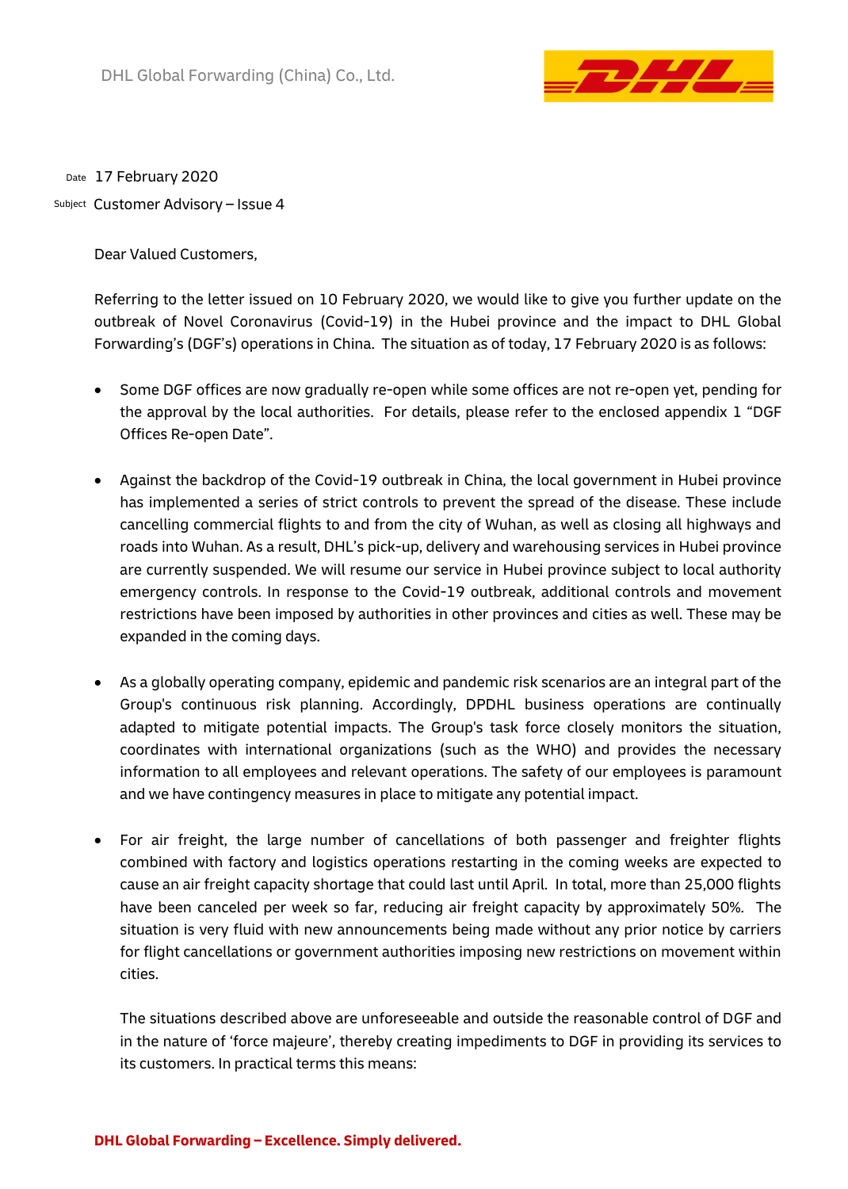DHL Global Forwarding (China) Co., Ltd.

Date 17 February 2020

Subject Customer Advisory – Issue 4

Dear Valued Customers,

Referring to the letter issued on 10 February 2020, we would like to give you further update on the outbreak of Novel Coronavirus (Covid-19) in the Hubei province and the impact to DHL Global Forwarding's (DGF's) operations in China. The situation as of today, 17 February 2020 is as follows:

- Some DGF offices are now gradually re-open while some offices are not re-open yet, pending for the approval by the local authorities. For details, please refer to the enclosed appendix 1 "DGF Offices Re-open Date".

- Against the backdrop of the Covid-19 outbreak in China, the local government in Hubei province has implemented a series of strict controls to prevent the spread of the disease. These include cancelling commercial flights to and from the city of Wuhan, as well as closing all highways and roads into Wuhan. As a result, DHL's pick-up, delivery and warehousing services in Hubei province are currently suspended. We will resume our service in Hubei province subject to local authority emergency controls. In response to the Covid-19 outbreak, additional controls and movement restrictions have been imposed by authorities in other provinces and cities as well. These may be expanded in the coming days.

- As a globally operating company, epidemic and pandemic risk scenarios are an integral part of the Group's continuous risk planning. Accordingly, DPDHL business operations are continually adapted to mitigate potential impacts. The Group's task force closely monitors the situation, coordinates with international organizations (such as the WHO) and provides the necessary information to all employees and relevant operations. The safety of our employees is paramount and we have contingency measures in place to mitigate any potential impact.

- For air freight, the large number of cancellations of both passenger and freighter flights combined with factory and logistics operations restarting in the coming weeks are expected to cause an air freight capacity shortage that could last until April. In total, more than 25,000 flights have been canceled per week so far, reducing air freight capacity by approximately 50%. The situation is very fluid with new announcements being made without any prior notice by carriers for flight cancellations or government authorities imposing new restrictions on movement within cities.

  The situations described above are unforeseeable and outside the reasonable control of DGF and in the nature of 'force majeure', thereby creating impediments to DGF in providing its services to its customers. In practical terms this means: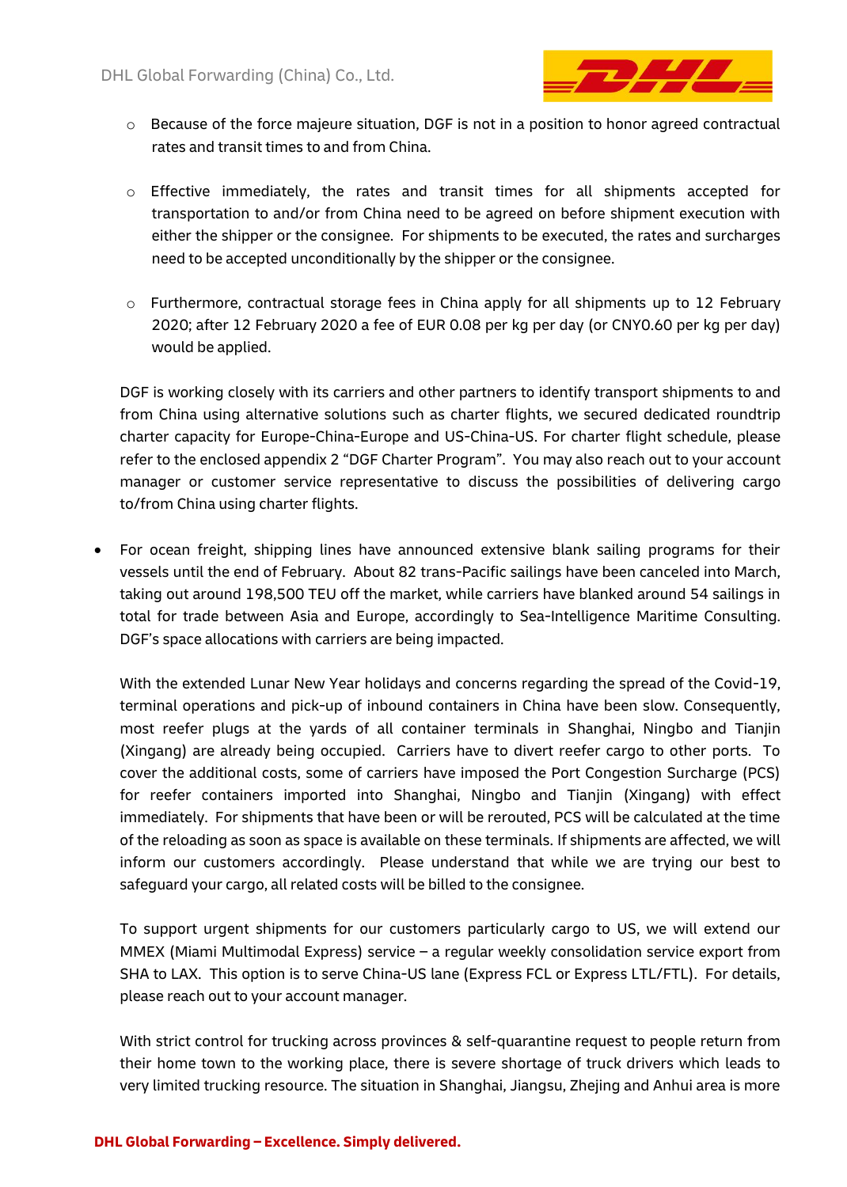- Because of the force majeure situation, DGF is not in a position to honor agreed contractual rates and transit times to and from China.

- Effective immediately, the rates and transit times for all shipments accepted for transportation to and/or from China need to be agreed on before shipment execution with either the shipper or the consignee. For shipments to be executed, the rates and surcharges need to be accepted unconditionally by the shipper or the consignee.

- Furthermore, contractual storage fees in China apply for all shipments up to 12 February 2020; after 12 February 2020 a fee of EUR 0.08 per kg per day (or CNY0.60 per kg per day) would be applied.

DGF is working closely with its carriers and other partners to identify transport shipments to and from China using alternative solutions such as charter flights, we secured dedicated roundtrip charter capacity for Europe-China-Europe and US-China-US. For charter flight schedule, please refer to the enclosed appendix 2 "DGF Charter Program". You may also reach out to your account manager or customer service representative to discuss the possibilities of delivering cargo to/from China using charter flights.

- For ocean freight, shipping lines have announced extensive blank sailing programs for their vessels until the end of February. About 82 trans-Pacific sailings have been canceled into March, taking out around 198,500 TEU off the market, while carriers have blanked around 54 sailings in total for trade between Asia and Europe, accordingly to Sea-Intelligence Maritime Consulting. DGF's space allocations with carriers are being impacted.

  With the extended Lunar New Year holidays and concerns regarding the spread of the Covid-19, terminal operations and pick-up of inbound containers in China have been slow. Consequently, most reefer plugs at the yards of all container terminals in Shanghai, Ningbo and Tianjin (Xingang) are already being occupied. Carriers have to divert reefer cargo to other ports. To cover the additional costs, some of carriers have imposed the Port Congestion Surcharge (PCS) for reefer containers imported into Shanghai, Ningbo and Tianjin (Xingang) with effect immediately. For shipments that have been or will be rerouted, PCS will be calculated at the time of the reloading as soon as space is available on these terminals. If shipments are affected, we will inform our customers accordingly. Please understand that while we are trying our best to safeguard your cargo, all related costs will be billed to the consignee.

  To support urgent shipments for our customers particularly cargo to US, we will extend our MMEX (Miami Multimodal Express) service – a regular weekly consolidation service export from SHA to LAX. This option is to serve China-US lane (Express FCL or Express LTL/FTL). For details, please reach out to your account manager.

  With strict control for trucking across provinces & self-quarantine request to people return from their home town to the working place, there is severe shortage of truck drivers which leads to very limited trucking resource. The situation in Shanghai, Jiangsu, Zhejing and Anhui area is more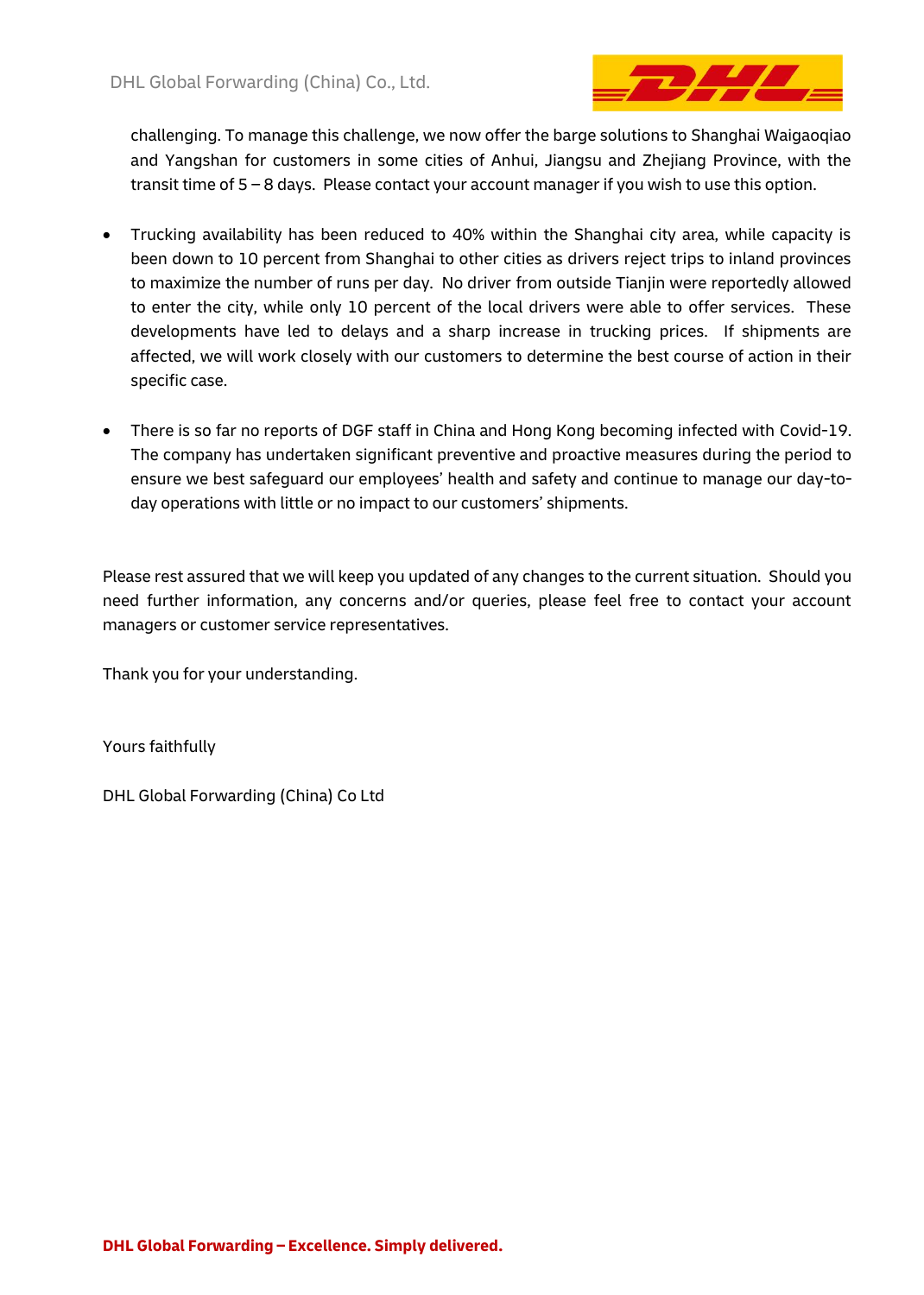challenging. To manage this challenge, we now offer the barge solutions to Shanghai Waigaoqiao and Yangshan for customers in some cities of Anhui, Jiangsu and Zhejiang Province, with the transit time of 5 – 8 days. Please contact your account manager if you wish to use this option.

- Trucking availability has been reduced to 40% within the Shanghai city area, while capacity is been down to 10 percent from Shanghai to other cities as drivers reject trips to inland provinces to maximize the number of runs per day. No driver from outside Tianjin were reportedly allowed to enter the city, while only 10 percent of the local drivers were able to offer services. These developments have led to delays and a sharp increase in trucking prices. If shipments are affected, we will work closely with our customers to determine the best course of action in their specific case.

- There is so far no reports of DGF staff in China and Hong Kong becoming infected with Covid-19. The company has undertaken significant preventive and proactive measures during the period to ensure we best safeguard our employees' health and safety and continue to manage our day-to-day operations with little or no impact to our customers' shipments.

Please rest assured that we will keep you updated of any changes to the current situation. Should you need further information, any concerns and/or queries, please feel free to contact your account managers or customer service representatives.

Thank you for your understanding.

Yours faithfully

DHL Global Forwarding (China) Co Ltd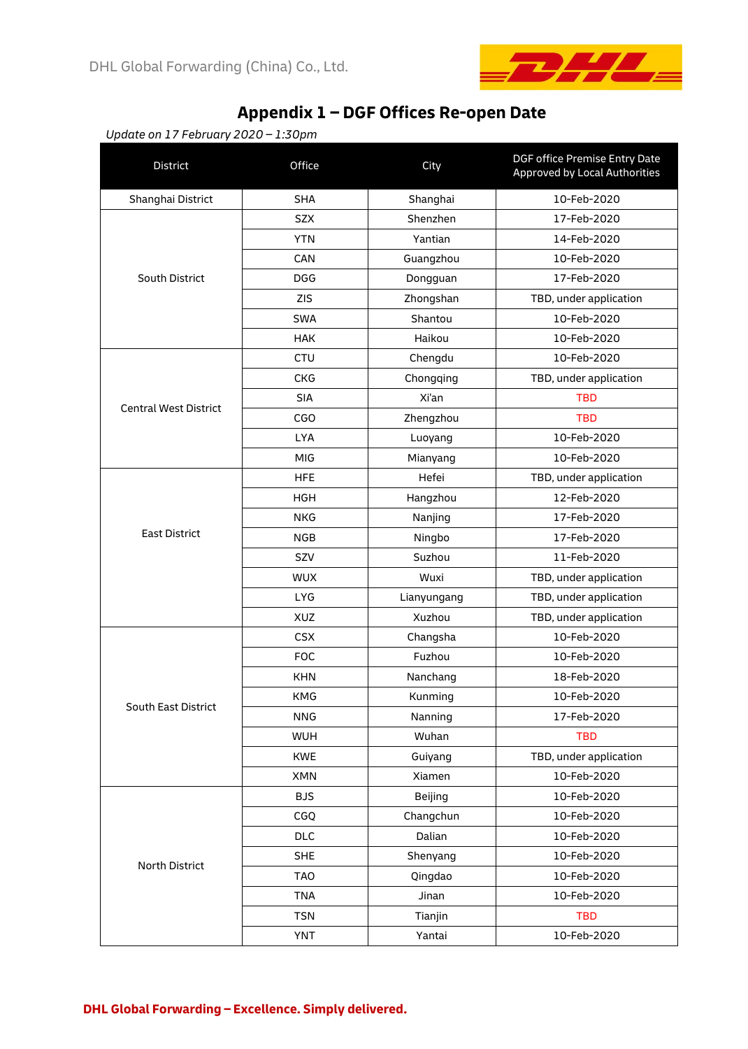# Appendix 1 – DGF Offices Re-open Date

*Update on 17 February 2020 – 1:30pm*

| District | Office | City | DGF office Premise Entry Date Approved by Local Authorities |
|---|---|---|---|
| Shanghai District | SHA | Shanghai | 10-Feb-2020 |
| South District | SZX | Shenzhen | 17-Feb-2020 |
| | YTN | Yantian | 14-Feb-2020 |
| | CAN | Guangzhou | 10-Feb-2020 |
| | DGG | Dongguan | 17-Feb-2020 |
| | ZIS | Zhongshan | TBD, under application |
| | SWA | Shantou | 10-Feb-2020 |
| | HAK | Haikou | 10-Feb-2020 |
| Central West District | CTU | Chengdu | 10-Feb-2020 |
| | CKG | Chongqing | TBD, under application |
| | SIA | Xi'an | TBD |
| | CGO | Zhengzhou | TBD |
| | LYA | Luoyang | 10-Feb-2020 |
| | MIG | Mianyang | 10-Feb-2020 |
| East District | HFE | Hefei | TBD, under application |
| | HGH | Hangzhou | 12-Feb-2020 |
| | NKG | Nanjing | 17-Feb-2020 |
| | NGB | Ningbo | 17-Feb-2020 |
| | SZV | Suzhou | 11-Feb-2020 |
| | WUX | Wuxi | TBD, under application |
| | LYG | Lianyungang | TBD, under application |
| | XUZ | Xuzhou | TBD, under application |
| South East District | CSX | Changsha | 10-Feb-2020 |
| | FOC | Fuzhou | 10-Feb-2020 |
| | KHN | Nanchang | 18-Feb-2020 |
| | KMG | Kunming | 10-Feb-2020 |
| | NNG | Nanning | 17-Feb-2020 |
| | WUH | Wuhan | TBD |
| | KWE | Guiyang | TBD, under application |
| | XMN | Xiamen | 10-Feb-2020 |
| North District | BJS | Beijing | 10-Feb-2020 |
| | CGQ | Changchun | 10-Feb-2020 |
| | DLC | Dalian | 10-Feb-2020 |
| | SHE | Shenyang | 10-Feb-2020 |
| | TAO | Qingdao | 10-Feb-2020 |
| | TNA | Jinan | 10-Feb-2020 |
| | TSN | Tianjin | TBD |
| | YNT | Yantai | 10-Feb-2020 |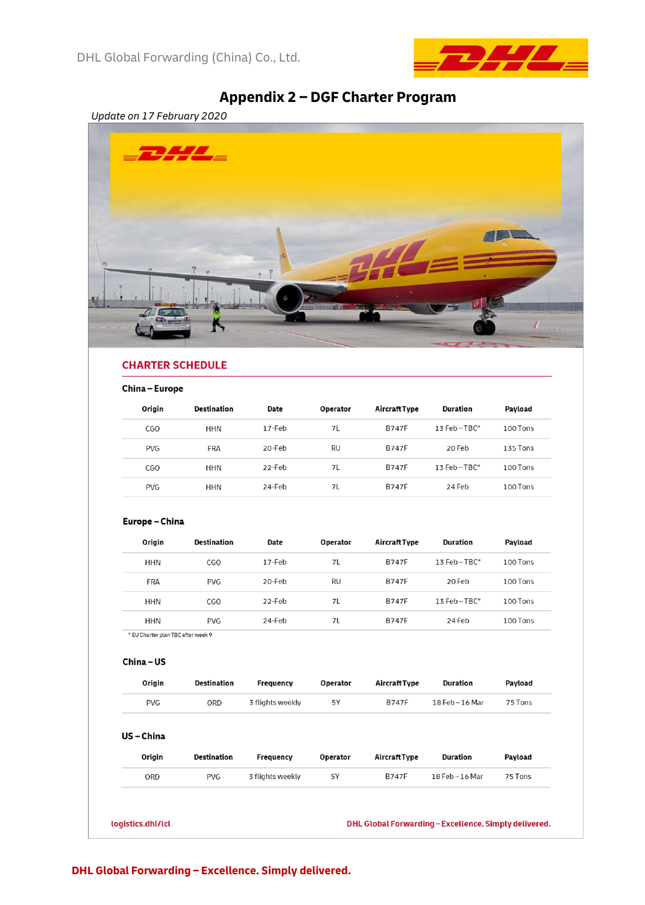DHL Global Forwarding (China) Co., Ltd.

# Appendix 2 – DGF Charter Program

*Update on 17 February 2020*

## CHARTER SCHEDULE

### China – Europe

| Origin | Destination | Date | Operator | Aircraft Type | Duration | Payload |
|---|---|---|---|---|---|---|
| CGO | HHN | 17-Feb | 7L | B747F | 13 Feb – TBC* | 100 Tons |
| PVG | FRA | 20-Feb | RU | B747F | 20 Feb | 135 Tons |
| CGO | HHN | 22-Feb | 7L | B747F | 13 Feb – TBC* | 100 Tons |
| PVG | HHN | 24-Feb | 7L | B747F | 24 Feb | 100 Tons |

### Europe – China

| Origin | Destination | Date | Operator | Aircraft Type | Duration | Payload |
|---|---|---|---|---|---|---|
| HHN | CGO | 17-Feb | 7L | B747F | 13 Feb – TBC* | 100 Tons |
| FRA | PVG | 20-Feb | RU | B747F | 20 Feb | 100 Tons |
| HHN | CGO | 22-Feb | 7L | B747F | 13 Feb – TBC* | 100 Tons |
| HHN | PVG | 24-Feb | 7L | B747F | 24 Feb | 100 Tons |

* EU Charter plan TBC after week 9

### China – US

| Origin | Destination | Frequency | Operator | Aircraft Type | Duration | Payload |
|---|---|---|---|---|---|---|
| PVG | ORD | 3 flights weekly | 5Y | B747F | 18 Feb – 16 Mar | 75 Tons |

### US – China

| Origin | Destination | Frequency | Operator | Aircraft Type | Duration | Payload |
|---|---|---|---|---|---|---|
| ORD | PVG | 3 flights weekly | 5Y | B747F | 18 Feb – 16 Mar | 75 Tons |

logistics.dhl/lcl

**DHL Global Forwarding – Excellence. Simply delivered.**

**DHL Global Forwarding – Excellence. Simply delivered.**